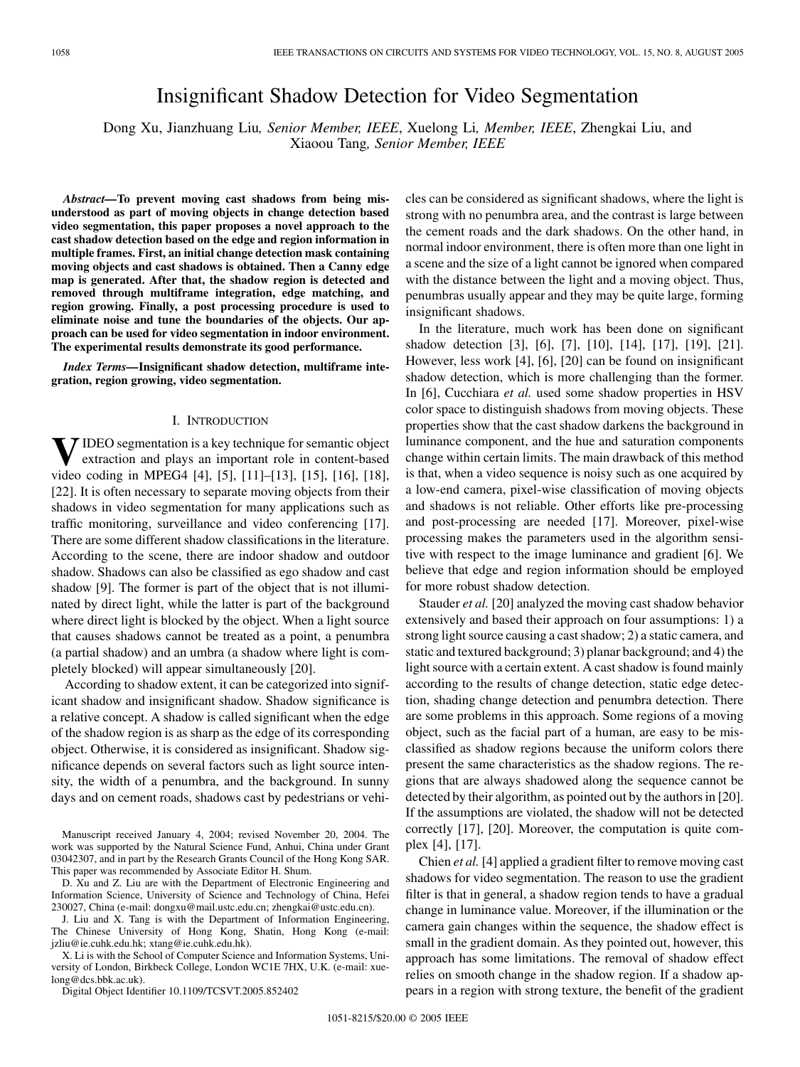# Insignificant Shadow Detection for Video Segmentation

Dong Xu, Jianzhuang Liu, *Senior Member, IEEE*, Xuelong Li, *Member, IEEE*, Zhengkai Liu, and Xiaoou Tang, *Senior Member, IEEE*

***Abstract*—To prevent moving cast shadows from being misunderstood as part of moving objects in change detection based video segmentation, this paper proposes a novel approach to the cast shadow detection based on the edge and region information in multiple frames. First, an initial change detection mask containing moving objects and cast shadows is obtained. Then a Canny edge map is generated. After that, the shadow region is detected and removed through multiframe integration, edge matching, and region growing. Finally, a post processing procedure is used to eliminate noise and tune the boundaries of the objects. Our approach can be used for video segmentation in indoor environment. The experimental results demonstrate its good performance.**

***Index Terms*—Insignificant shadow detection, multiframe integration, region growing, video segmentation.**

## I. Introduction

VIDEO segmentation is a key technique for semantic object extraction and plays an important role in content-based video coding in MPEG4 [4], [5], [11]–[13], [15], [16], [18], [22]. It is often necessary to separate moving objects from their shadows in video segmentation for many applications such as traffic monitoring, surveillance and video conferencing [17]. There are some different shadow classifications in the literature. According to the scene, there are indoor shadow and outdoor shadow. Shadows can also be classified as ego shadow and cast shadow [9]. The former is part of the object that is not illuminated by direct light, while the latter is part of the background where direct light is blocked by the object. When a light source that causes shadows cannot be treated as a point, a penumbra (a partial shadow) and an umbra (a shadow where light is completely blocked) will appear simultaneously [20].

According to shadow extent, it can be categorized into significant shadow and insignificant shadow. Shadow significance is a relative concept. A shadow is called significant when the edge of the shadow region is as sharp as the edge of its corresponding object. Otherwise, it is considered as insignificant. Shadow significance depends on several factors such as light source intensity, the width of a penumbra, and the background. In sunny days and on cement roads, shadows cast by pedestrians or vehicles can be considered as significant shadows, where the light is strong with no penumbra area, and the contrast is large between the cement roads and the dark shadows. On the other hand, in normal indoor environment, there is often more than one light in a scene and the size of a light cannot be ignored when compared with the distance between the light and a moving object. Thus, penumbras usually appear and they may be quite large, forming insignificant shadows.

In the literature, much work has been done on significant shadow detection [3], [6], [7], [10], [14], [17], [19], [21]. However, less work [4], [6], [20] can be found on insignificant shadow detection, which is more challenging than the former. In [6], Cucchiara *et al.* used some shadow properties in HSV color space to distinguish shadows from moving objects. These properties show that the cast shadow darkens the background in luminance component, and the hue and saturation components change within certain limits. The main drawback of this method is that, when a video sequence is noisy such as one acquired by a low-end camera, pixel-wise classification of moving objects and shadows is not reliable. Other efforts like pre-processing and post-processing are needed [17]. Moreover, pixel-wise processing makes the parameters used in the algorithm sensitive with respect to the image luminance and gradient [6]. We believe that edge and region information should be employed for more robust shadow detection.

Stauder *et al.* [20] analyzed the moving cast shadow behavior extensively and based their approach on four assumptions: 1) a strong light source causing a cast shadow; 2) a static camera, and static and textured background; 3) planar background; and 4) the light source with a certain extent. A cast shadow is found mainly according to the results of change detection, static edge detection, shading change detection and penumbra detection. There are some problems in this approach. Some regions of a moving object, such as the facial part of a human, are easy to be misclassified as shadow regions because the uniform colors there present the same characteristics as the shadow regions. The regions that are always shadowed along the sequence cannot be detected by their algorithm, as pointed out by the authors in [20]. If the assumptions are violated, the shadow will not be detected correctly [17], [20]. Moreover, the computation is quite complex [4], [17].

Chien *et al.* [4] applied a gradient filter to remove moving cast shadows for video segmentation. The reason to use the gradient filter is that in general, a shadow region tends to have a gradual change in luminance value. Moreover, if the illumination or the camera gain changes within the sequence, the shadow effect is small in the gradient domain. As they pointed out, however, this approach has some limitations. The removal of shadow effect relies on smooth change in the shadow region. If a shadow appears in a region with strong texture, the benefit of the gradient

Manuscript received January 4, 2004; revised November 20, 2004. The work was supported by the Natural Science Fund, Anhui, China under Grant 03042307, and in part by the Research Grants Council of the Hong Kong SAR. This paper was recommended by Associate Editor H. Shum.

D. Xu and Z. Liu are with the Department of Electronic Engineering and Information Science, University of Science and Technology of China, Hefei 230027, China (e-mail: dongxu@mail.ustc.edu.cn; zhengkai@ustc.edu.cn).

J. Liu and X. Tang is with the Department of Information Engineering, The Chinese University of Hong Kong, Shatin, Hong Kong (e-mail: jzliu@ie.cuhk.edu.hk; xtang@ie.cuhk.edu.hk).

X. Li is with the School of Computer Science and Information Systems, University of London, Birkbeck College, London WC1E 7HX, U.K. (e-mail: xuelong@dcs.bbk.ac.uk).

Digital Object Identifier 10.1109/TCSVT.2005.852402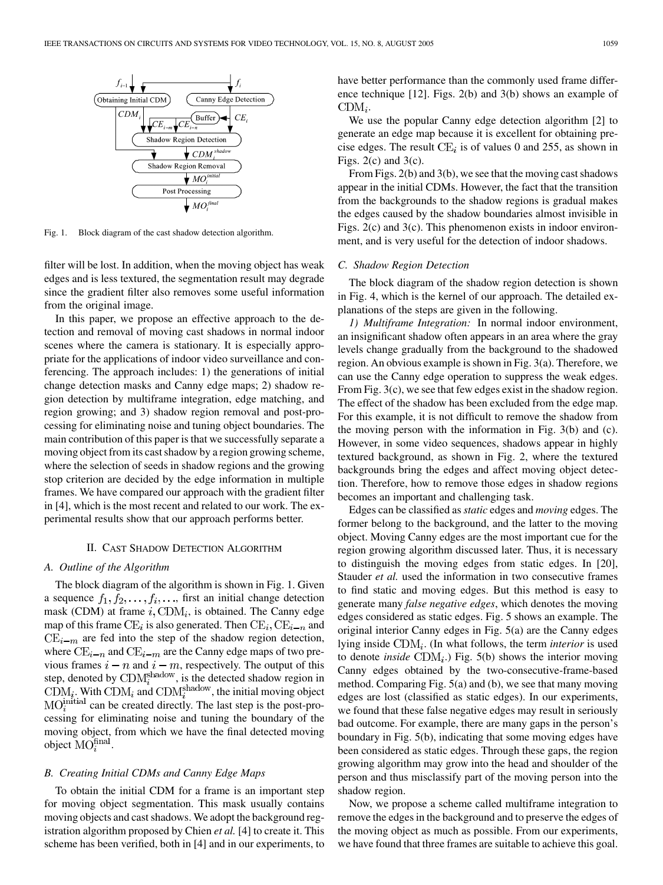Fig. 1. Block diagram of the cast shadow detection algorithm.

filter will be lost. In addition, when the moving object has weak edges and is less textured, the segmentation result may degrade since the gradient filter also removes some useful information from the original image.

In this paper, we propose an effective approach to the detection and removal of moving cast shadows in normal indoor scenes where the camera is stationary. It is especially appropriate for the applications of indoor video surveillance and conferencing. The approach includes: 1) the generations of initial change detection masks and Canny edge maps; 2) shadow region detection by multiframe integration, edge matching, and region growing; and 3) shadow region removal and post-processing for eliminating noise and tuning object boundaries. The main contribution of this paper is that we successfully separate a moving object from its cast shadow by a region growing scheme, where the selection of seeds in shadow regions and the growing stop criterion are decided by the edge information in multiple frames. We have compared our approach with the gradient filter in [4], which is the most recent and related to our work. The experimental results show that our approach performs better.

## II. Cast Shadow Detection Algorithm

### A. Outline of the Algorithm

The block diagram of the algorithm is shown in Fig. 1. Given a sequence $f_1, f_2, \ldots, f_i, \ldots$, first an initial change detection mask (CDM) at frame $i$, $\mathrm{CDM}_i$, is obtained. The Canny edge map of this frame $\mathrm{CE}_i$ is also generated. Then $\mathrm{CE}_i, \mathrm{CE}_{i-n}$ and $\mathrm{CE}_{i-m}$ are fed into the step of the shadow region detection, where $\mathrm{CE}_{i-n}$ and $\mathrm{CE}_{i-m}$ are the Canny edge maps of two previous frames $i-n$ and $i-m$, respectively. The output of this step, denoted by $\mathrm{CDM}_i^{\mathrm{shadow}}$, is the detected shadow region in $\mathrm{CDM}_i$. With $\mathrm{CDM}_i$ and $\mathrm{CDM}_i^{\mathrm{shadow}}$, the initial moving object $\mathrm{MO}_i^{\mathrm{initial}}$ can be created directly. The last step is the post-processing for eliminating noise and tuning the boundary of the moving object, from which we have the final detected moving object $\mathrm{MO}_i^{\mathrm{final}}$.

### B. Creating Initial CDMs and Canny Edge Maps

To obtain the initial CDM for a frame is an important step for moving object segmentation. This mask usually contains moving objects and cast shadows. We adopt the background registration algorithm proposed by Chien *et al.* [4] to create it. This scheme has been verified, both in [4] and in our experiments, to have better performance than the commonly used frame difference technique [12]. Figs. 2(b) and 3(b) shows an example of $\mathrm{CDM}_i$.

We use the popular Canny edge detection algorithm [2] to generate an edge map because it is excellent for obtaining precise edges. The result $\mathrm{CE}_i$ is of values 0 and 255, as shown in Figs. 2(c) and 3(c).

From Figs. 2(b) and 3(b), we see that the moving cast shadows appear in the initial CDMs. However, the fact that the transition from the backgrounds to the shadow regions is gradual makes the edges caused by the shadow boundaries almost invisible in Figs. 2(c) and 3(c). This phenomenon exists in indoor environment, and is very useful for the detection of indoor shadows.

### C. Shadow Region Detection

The block diagram of the shadow region detection is shown in Fig. 4, which is the kernel of our approach. The detailed explanations of the steps are given in the following.

*1) Multiframe Integration:* In normal indoor environment, an insignificant shadow often appears in an area where the gray levels change gradually from the background to the shadowed region. An obvious example is shown in Fig. 3(a). Therefore, we can use the Canny edge operation to suppress the weak edges. From Fig. 3(c), we see that few edges exist in the shadow region. The effect of the shadow has been excluded from the edge map. For this example, it is not difficult to remove the shadow from the moving person with the information in Fig. 3(b) and (c). However, in some video sequences, shadows appear in highly textured background, as shown in Fig. 2, where the textured backgrounds bring the edges and affect moving object detection. Therefore, how to remove those edges in shadow regions becomes an important and challenging task.

Edges can be classified as *static* edges and *moving* edges. The former belong to the background, and the latter to the moving object. Moving Canny edges are the most important cue for the region growing algorithm discussed later. Thus, it is necessary to distinguish the moving edges from static edges. In [20], Stauder *et al.* used the information in two consecutive frames to find static and moving edges. But this method is easy to generate many *false negative edges*, which denotes the moving edges considered as static edges. Fig. 5 shows an example. The original interior Canny edges in Fig. 5(a) are the Canny edges lying inside $\mathrm{CDM}_i$. (In what follows, the term *interior* is used to denote *inside* $\mathrm{CDM}_i$.) Fig. 5(b) shows the interior moving Canny edges obtained by the two-consecutive-frame-based method. Comparing Fig. 5(a) and (b), we see that many moving edges are lost (classified as static edges). In our experiments, we found that these false negative edges may result in seriously bad outcome. For example, there are many gaps in the person's boundary in Fig. 5(b), indicating that some moving edges have been considered as static edges. Through these gaps, the region growing algorithm may grow into the head and shoulder of the person and thus misclassify part of the moving person into the shadow region.

Now, we propose a scheme called multiframe integration to remove the edges in the background and to preserve the edges of the moving object as much as possible. From our experiments, we have found that three frames are suitable to achieve this goal.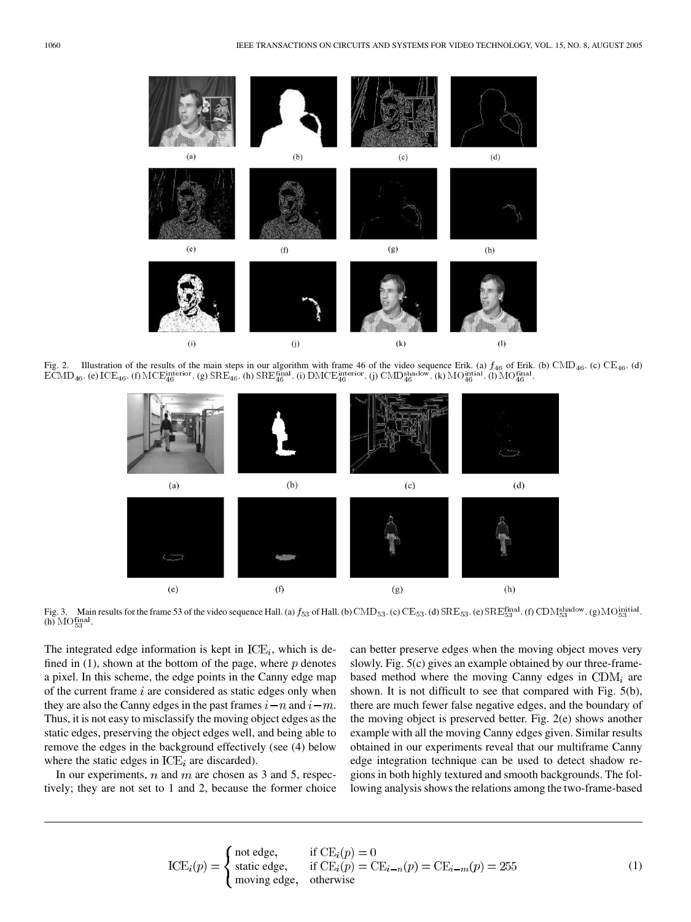Fig. 2. Illustration of the results of the main steps in our algorithm with frame 46 of the video sequence Erik. (a) $f_{46}$ of Erik. (b) $\mathrm{CMD}_{46}$. (c) $\mathrm{CE}_{46}$. (d) $\mathrm{ECMD}_{46}$. (e) $\mathrm{ICE}_{46}$. (f) $\mathrm{MCE}_{46}^{\mathrm{interior}}$. (g) $\mathrm{SRE}_{46}$. (h) $\mathrm{SRE}_{46}^{\mathrm{final}}$. (i) $\mathrm{DMCE}_{46}^{\mathrm{interior}}$. (j) $\mathrm{CMD}_{46}^{\mathrm{shadow}}$. (k) $\mathrm{MO}_{46}^{\mathrm{intial}}$. (l) $\mathrm{MO}_{46}^{\mathrm{final}}$.

Fig. 3. Main results for the frame 53 of the video sequence Hall. (a) $f_{53}$ of Hall. (b) $\mathrm{CMD}_{53}$. (c) $\mathrm{CE}_{53}$. (d) $\mathrm{SRE}_{53}$. (e) $\mathrm{SRE}_{53}^{\mathrm{final}}$. (f) $\mathrm{CDM}_{53}^{\mathrm{shadow}}$. (g) $\mathrm{MO}_{53}^{\mathrm{initial}}$. (h) $\mathrm{MO}_{53}^{\mathrm{final}}$.

The integrated edge information is kept in $\mathrm{ICE}_i$, which is defined in (1), shown at the bottom of the page, where $p$ denotes a pixel. In this scheme, the edge points in the Canny edge map of the current frame $i$ are considered as static edges only when they are also the Canny edges in the past frames $i-n$ and $i-m$. Thus, it is not easy to misclassify the moving object edges as the static edges, preserving the object edges well, and being able to remove the edges in the background effectively (see (4) below where the static edges in $\mathrm{ICE}_i$ are discarded).

In our experiments, $n$ and $m$ are chosen as 3 and 5, respectively; they are not set to 1 and 2, because the former choice can better preserve edges when the moving object moves very slowly. Fig. 5(c) gives an example obtained by our three-frame-based method where the moving Canny edges in $\mathrm{CDM}_i$ are shown. It is not difficult to see that compared with Fig. 5(b), there are much fewer false negative edges, and the boundary of the moving object is preserved better. Fig. 2(e) shows another example with all the moving Canny edges given. Similar results obtained in our experiments reveal that our multiframe Canny edge integration technique can be used to detect shadow regions in both highly textured and smooth backgrounds. The following analysis shows the relations among the two-frame-based

$$
\mathrm{ICE}_i(p) = \begin{cases} \text{not edge}, & \text{if } \mathrm{CE}_i(p) = 0 \\ \text{static edge}, & \text{if } \mathrm{CE}_i(p) = \mathrm{CE}_{i-n}(p) = \mathrm{CE}_{i-m}(p) = 255 \\ \text{moving edge}, & \text{otherwise} \end{cases} \tag{1}
$$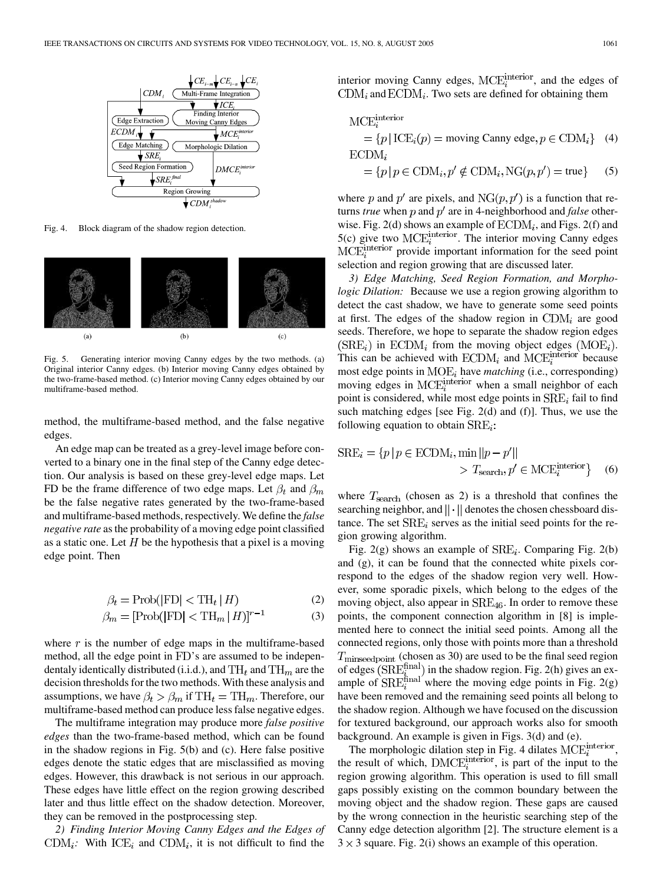Fig. 4. Block diagram of the shadow region detection.

Fig. 5. Generating interior moving Canny edges by the two methods. (a) Original interior Canny edges. (b) Interior moving Canny edges obtained by the two-frame-based method. (c) Interior moving Canny edges obtained by our multiframe-based method.

method, the multiframe-based method, and the false negative edges.

An edge map can be treated as a grey-level image before converted to a binary one in the final step of the Canny edge detection. Our analysis is based on these grey-level edge maps. Let FD be the frame difference of two edge maps. Let $\beta_t$ and $\beta_m$ be the false negative rates generated by the two-frame-based and multiframe-based methods, respectively. We define the *false negative rate* as the probability of a moving edge point classified as a static one. Let $H$ be the hypothesis that a pixel is a moving edge point. Then

$$\beta_t = \text{Prob}(|\text{FD}| < \text{TH}_t \mid H) \tag{2}$$

$$\beta_m = [\text{Prob}(|\text{FD}| < \text{TH}_m \mid H)]^{r-1} \tag{3}$$

where $r$ is the number of edge maps in the multiframe-based method, all the edge point in FD's are assumed to be independentaly identically distributed (i.i.d.), and $\text{TH}_t$ and $\text{TH}_m$ are the decision thresholds for the two methods. With these analysis and assumptions, we have $\beta_t > \beta_m$ if $\text{TH}_t = \text{TH}_m$. Therefore, our multiframe-based method can produce less false negative edges.

The multiframe integration may produce more *false positive edges* than the two-frame-based method, which can be found in the shadow regions in Fig. 5(b) and (c). Here false positive edges denote the static edges that are misclassified as moving edges. However, this drawback is not serious in our approach. These edges have little effect on the region growing described later and thus little effect on the shadow detection. Moreover, they can be removed in the postprocessing step.

*2) Finding Interior Moving Canny Edges and the Edges of* $\text{CDM}_i$*:* With $\text{ICE}_i$ and $\text{CDM}_i$, it is not difficult to find the interior moving Canny edges, $\text{MCE}_i^{\text{interior}}$, and the edges of $\text{CDM}_i$ and $\text{ECDM}_i$. Two sets are defined for obtaining them

$$\text{MCE}_i^{\text{interior}} = \{p \mid \text{ICE}_i(p) = \text{moving Canny edge}, p \in \text{CDM}_i\} \tag{4}$$

$$\text{ECDM}_i = \{p \mid p \in \text{CDM}_i, p' \notin \text{CDM}_i, \text{NG}(p, p') = \text{true}\} \tag{5}$$

where $p$ and $p'$ are pixels, and $\text{NG}(p, p')$ is a function that returns *true* when $p$ and $p'$ are in 4-neighborhood and *false* otherwise. Fig. 2(d) shows an example of $\text{ECDM}_i$, and Figs. 2(f) and 5(c) give two $\text{MCE}_i^{\text{interior}}$. The interior moving Canny edges $\text{MCE}_i^{\text{interior}}$ provide important information for the seed point selection and region growing that are discussed later.

*3) Edge Matching, Seed Region Formation, and Morphologic Dilation:* Because we use a region growing algorithm to detect the cast shadow, we have to generate some seed points at first. The edges of the shadow region in $\text{CDM}_i$ are good seeds. Therefore, we hope to separate the shadow region edges ($\text{SRE}_i$) in $\text{ECDM}_i$ from the moving object edges ($\text{MOE}_i$). This can be achieved with $\text{ECDM}_i$ and $\text{MCE}_i^{\text{interior}}$ because most edge points in $\text{MOE}_i$ have *matching* (i.e., corresponding) moving edges in $\text{MCE}_i^{\text{interior}}$ when a small neighbor of each point is considered, while most edge points in $\text{SRE}_i$ fail to find such matching edges [see Fig. 2(d) and (f)]. Thus, we use the following equation to obtain $\text{SRE}_i$:

$$\text{SRE}_i = \{p \mid p \in \text{ECDM}_i, \min \|p - p'\| > T_{\text{search}}, p' \in \text{MCE}_i^{\text{interior}}\} \tag{6}$$

where $T_{\text{search}}$ (chosen as 2) is a threshold that confines the searching neighbor, and $\|\cdot\|$ denotes the chosen chessboard distance. The set $\text{SRE}_i$ serves as the initial seed points for the region growing algorithm.

Fig. 2(g) shows an example of $\text{SRE}_i$. Comparing Fig. 2(b) and (g), it can be found that the connected white pixels correspond to the edges of the shadow region very well. However, some sporadic pixels, which belong to the edges of the moving object, also appear in $\text{SRE}_{46}$. In order to remove these points, the component connection algorithm in [8] is implemented here to connect the initial seed points. Among all the connected regions, only those with points more than a threshold $T_{\text{minseedpoint}}$ (chosen as 30) are used to be the final seed region of edges ($\text{SRE}_i^{\text{final}}$) in the shadow region. Fig. 2(h) gives an example of $\text{SRE}_i^{\text{final}}$ where the moving edge points in Fig. 2(g) have been removed and the remaining seed points all belong to the shadow region. Although we have focused on the discussion for textured background, our approach works also for smooth background. An example is given in Figs. 3(d) and (e).

The morphologic dilation step in Fig. 4 dilates $\text{MCE}_i^{\text{interior}}$, the result of which, $\text{DMCE}_i^{\text{interior}}$, is part of the input to the region growing algorithm. This operation is used to fill small gaps possibly existing on the common boundary between the moving object and the shadow region. These gaps are caused by the wrong connection in the heuristic searching step of the Canny edge detection algorithm [2]. The structure element is a $3 \times 3$ square. Fig. 2(i) shows an example of this operation.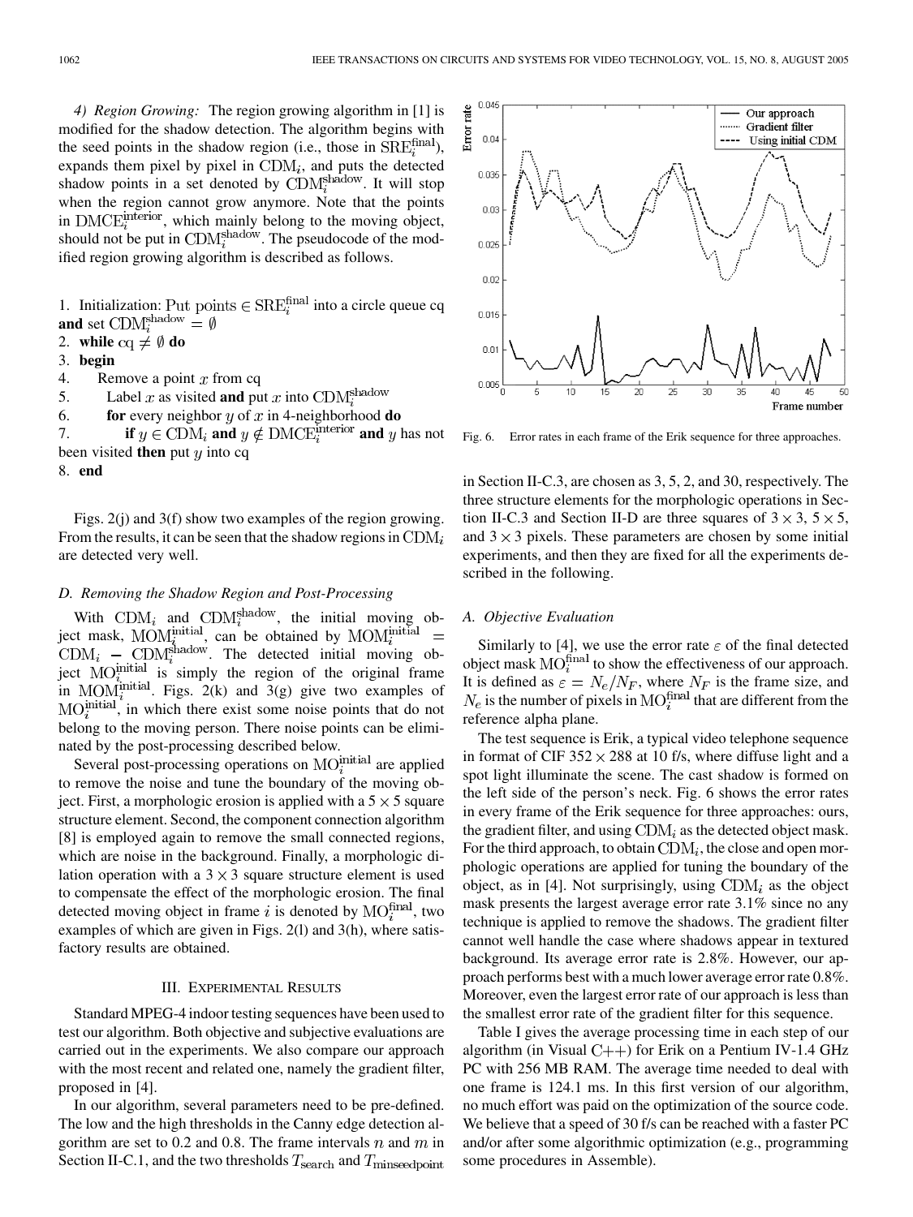*4) Region Growing:* The region growing algorithm in [1] is modified for the shadow detection. The algorithm begins with the seed points in the shadow region (i.e., those in $\mathrm{SRE}_i^{\mathrm{final}}$), expands them pixel by pixel in $\mathrm{CDM}_i$, and puts the detected shadow points in a set denoted by $\mathrm{CDM}_i^{\mathrm{shadow}}$. It will stop when the region cannot grow anymore. Note that the points in $\mathrm{DMCE}_i^{\mathrm{interior}}$, which mainly belong to the moving object, should not be put in $\mathrm{CDM}_i^{\mathrm{shadow}}$. The pseudocode of the modified region growing algorithm is described as follows.

1. Initialization: Put points $\in \mathrm{SRE}_i^{\mathrm{final}}$ into a circle queue cq **and** set $\mathrm{CDM}_i^{\mathrm{shadow}} = \emptyset$
2. **while** $\mathrm{cq} \neq \emptyset$ **do**
3. **begin**
4. Remove a point $x$ from cq
5. Label $x$ as visited **and** put $x$ into $\mathrm{CDM}_i^{\mathrm{shadow}}$
6. **for** every neighbor $y$ of $x$ in 4-neighborhood **do**
7. **if** $y \in \mathrm{CDM}_i$ **and** $y \notin \mathrm{DMCE}_i^{\mathrm{interior}}$ **and** $y$ has not been visited **then** put $y$ into cq
8. **end**

Figs. 2(j) and 3(f) show two examples of the region growing. From the results, it can be seen that the shadow regions in $\mathrm{CDM}_i$ are detected very well.

### *D. Removing the Shadow Region and Post-Processing*

With $\mathrm{CDM}_i$ and $\mathrm{CDM}_i^{\mathrm{shadow}}$, the initial moving object mask, $\mathrm{MOM}_i^{\mathrm{initial}}$, can be obtained by $\mathrm{MOM}_i^{\mathrm{initial}} = \mathrm{CDM}_i - \mathrm{CDM}_i^{\mathrm{shadow}}$. The detected initial moving object $\mathrm{MO}_i^{\mathrm{initial}}$ is simply the region of the original frame in $\mathrm{MOM}_i^{\mathrm{initial}}$. Figs. 2(k) and 3(g) give two examples of $\mathrm{MO}_i^{\mathrm{initial}}$, in which there exist some noise points that do not belong to the moving person. There noise points can be eliminated by the post-processing described below.

Several post-processing operations on $\mathrm{MO}_i^{\mathrm{initial}}$ are applied to remove the noise and tune the boundary of the moving object. First, a morphologic erosion is applied with a $5 \times 5$ square structure element. Second, the component connection algorithm [8] is employed again to remove the small connected regions, which are noise in the background. Finally, a morphologic dilation operation with a $3 \times 3$ square structure element is used to compensate the effect of the morphologic erosion. The final detected moving object in frame $i$ is denoted by $\mathrm{MO}_i^{\mathrm{final}}$, two examples of which are given in Figs. 2(l) and 3(h), where satisfactory results are obtained.

## III. Experimental Results

Standard MPEG-4 indoor testing sequences have been used to test our algorithm. Both objective and subjective evaluations are carried out in the experiments. We also compare our approach with the most recent and related one, namely the gradient filter, proposed in [4].

In our algorithm, several parameters need to be pre-defined. The low and the high thresholds in the Canny edge detection algorithm are set to 0.2 and 0.8. The frame intervals $n$ and $m$ in Section II-C.1, and the two thresholds $T_{\mathrm{search}}$ and $T_{\mathrm{minseedpoint}}$ in Section II-C.3, are chosen as 3, 5, 2, and 30, respectively. The three structure elements for the morphologic operations in Section II-C.3 and Section II-D are three squares of $3 \times 3$, $5 \times 5$, and $3 \times 3$ pixels. These parameters are chosen by some initial experiments, and then they are fixed for all the experiments described in the following.

Fig. 6. Error rates in each frame of the Erik sequence for three approaches.

### *A. Objective Evaluation*

Similarly to [4], we use the error rate $\varepsilon$ of the final detected object mask $\mathrm{MO}_i^{\mathrm{final}}$ to show the effectiveness of our approach. It is defined as $\varepsilon = N_e/N_F$, where $N_F$ is the frame size, and $N_e$ is the number of pixels in $\mathrm{MO}_i^{\mathrm{final}}$ that are different from the reference alpha plane.

The test sequence is Erik, a typical video telephone sequence in format of CIF $352 \times 288$ at 10 f/s, where diffuse light and a spot light illuminate the scene. The cast shadow is formed on the left side of the person's neck. Fig. 6 shows the error rates in every frame of the Erik sequence for three approaches: ours, the gradient filter, and using $\mathrm{CDM}_i$ as the detected object mask. For the third approach, to obtain $\mathrm{CDM}_i$, the close and open morphologic operations are applied for tuning the boundary of the object, as in [4]. Not surprisingly, using $\mathrm{CDM}_i$ as the object mask presents the largest average error rate 3.1% since no any technique is applied to remove the shadows. The gradient filter cannot well handle the case where shadows appear in textured background. Its average error rate is 2.8%. However, our approach performs best with a much lower average error rate 0.8%. Moreover, even the largest error rate of our approach is less than the smallest error rate of the gradient filter for this sequence.

Table I gives the average processing time in each step of our algorithm (in Visual C++) for Erik on a Pentium IV-1.4 GHz PC with 256 MB RAM. The average time needed to deal with one frame is 124.1 ms. In this first version of our algorithm, no much effort was paid on the optimization of the source code. We believe that a speed of 30 f/s can be reached with a faster PC and/or after some algorithmic optimization (e.g., programming some procedures in Assemble).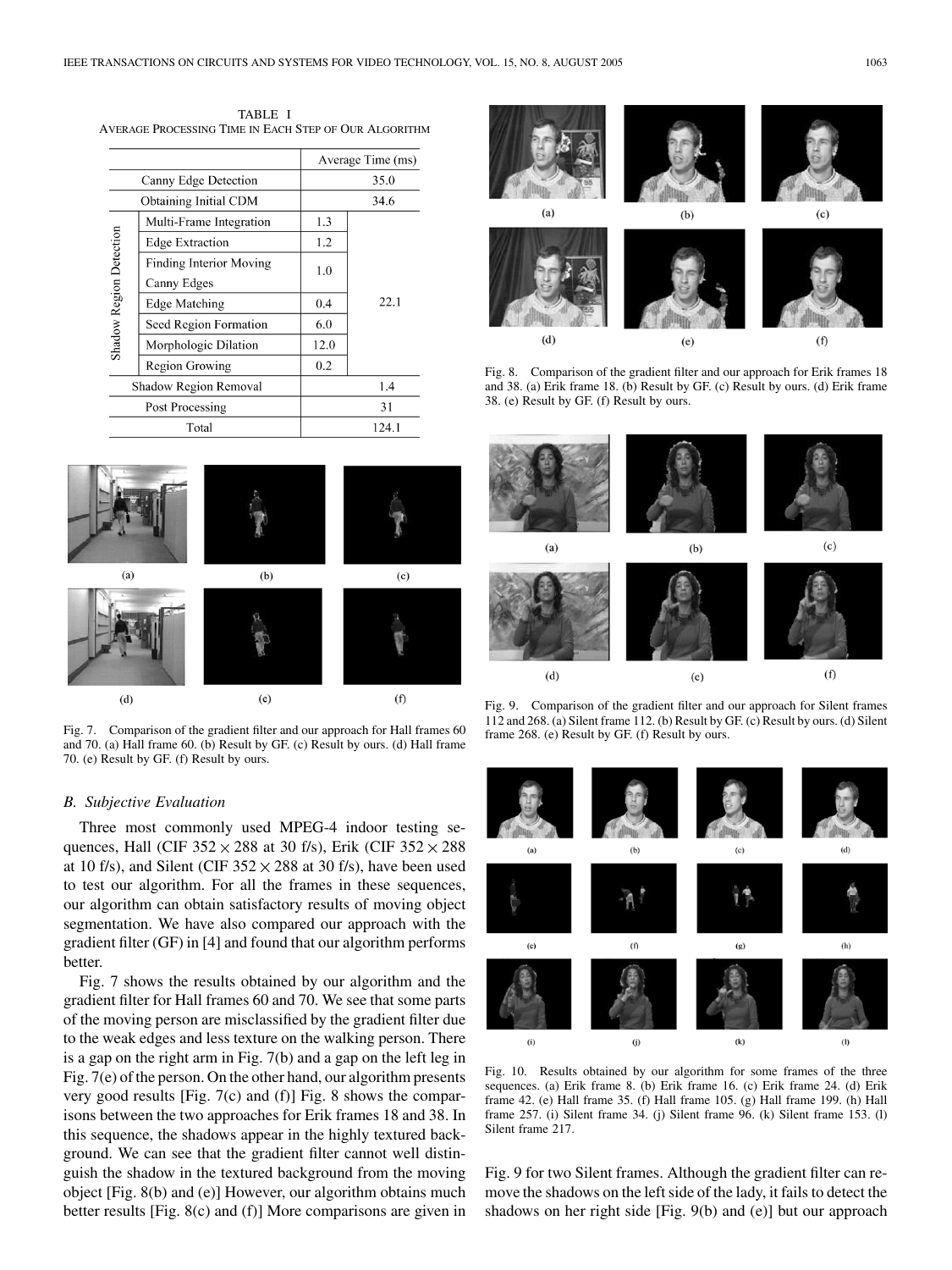TABLE I
AVERAGE PROCESSING TIME IN EACH STEP OF OUR ALGORITHM

| | | Average Time (ms) | |
|---|---|---|---|
| Canny Edge Detection | | 35.0 | |
| Obtaining Initial CDM | | 34.6 | |
| Shadow Region Detection | Multi-Frame Integration | 1.3 | 22.1 |
| | Edge Extraction | 1.2 | |
| | Finding Interior Moving Canny Edges | 1.0 | |
| | Edge Matching | 0.4 | |
| | Seed Region Formation | 6.0 | |
| | Morphologic Dilation | 12.0 | |
| | Region Growing | 0.2 | |
| Shadow Region Removal | | 1.4 | |
| Post Processing | | 31 | |
| Total | | 124.1 | |

Fig. 7. Comparison of the gradient filter and our approach for Hall frames 60 and 70. (a) Hall frame 60. (b) Result by GF. (c) Result by ours. (d) Hall frame 70. (e) Result by GF. (f) Result by ours.

### B. Subjective Evaluation

Three most commonly used MPEG-4 indoor testing sequences, Hall (CIF $352 \times 288$ at 30 f/s), Erik (CIF $352 \times 288$ at 10 f/s), and Silent (CIF $352 \times 288$ at 30 f/s), have been used to test our algorithm. For all the frames in these sequences, our algorithm can obtain satisfactory results of moving object segmentation. We have also compared our approach with the gradient filter (GF) in [4] and found that our algorithm performs better.

Fig. 7 shows the results obtained by our algorithm and the gradient filter for Hall frames 60 and 70. We see that some parts of the moving person are misclassified by the gradient filter due to the weak edges and less texture on the walking person. There is a gap on the right arm in Fig. 7(b) and a gap on the left leg in Fig. 7(e) of the person. On the other hand, our algorithm presents very good results [Fig. 7(c) and (f)] Fig. 8 shows the comparisons between the two approaches for Erik frames 18 and 38. In this sequence, the shadows appear in the highly textured background. We can see that the gradient filter cannot well distinguish the shadow in the textured background from the moving object [Fig. 8(b) and (e)] However, our algorithm obtains much better results [Fig. 8(c) and (f)] More comparisons are given in Fig. 9 for two Silent frames. Although the gradient filter can remove the shadows on the left side of the lady, it fails to detect the shadows on her right side [Fig. 9(b) and (e)] but our approach

Fig. 8. Comparison of the gradient filter and our approach for Erik frames 18 and 38. (a) Erik frame 18. (b) Result by GF. (c) Result by ours. (d) Erik frame 38. (e) Result by GF. (f) Result by ours.

Fig. 9. Comparison of the gradient filter and our approach for Silent frames 112 and 268. (a) Silent frame 112. (b) Result by GF. (c) Result by ours. (d) Silent frame 268. (e) Result by GF. (f) Result by ours.

Fig. 10. Results obtained by our algorithm for some frames of the three sequences. (a) Erik frame 8. (b) Erik frame 16. (c) Erik frame 24. (d) Erik frame 42. (e) Hall frame 35. (f) Hall frame 105. (g) Hall frame 199. (h) Hall frame 257. (i) Silent frame 34. (j) Silent frame 96. (k) Silent frame 153. (l) Silent frame 217.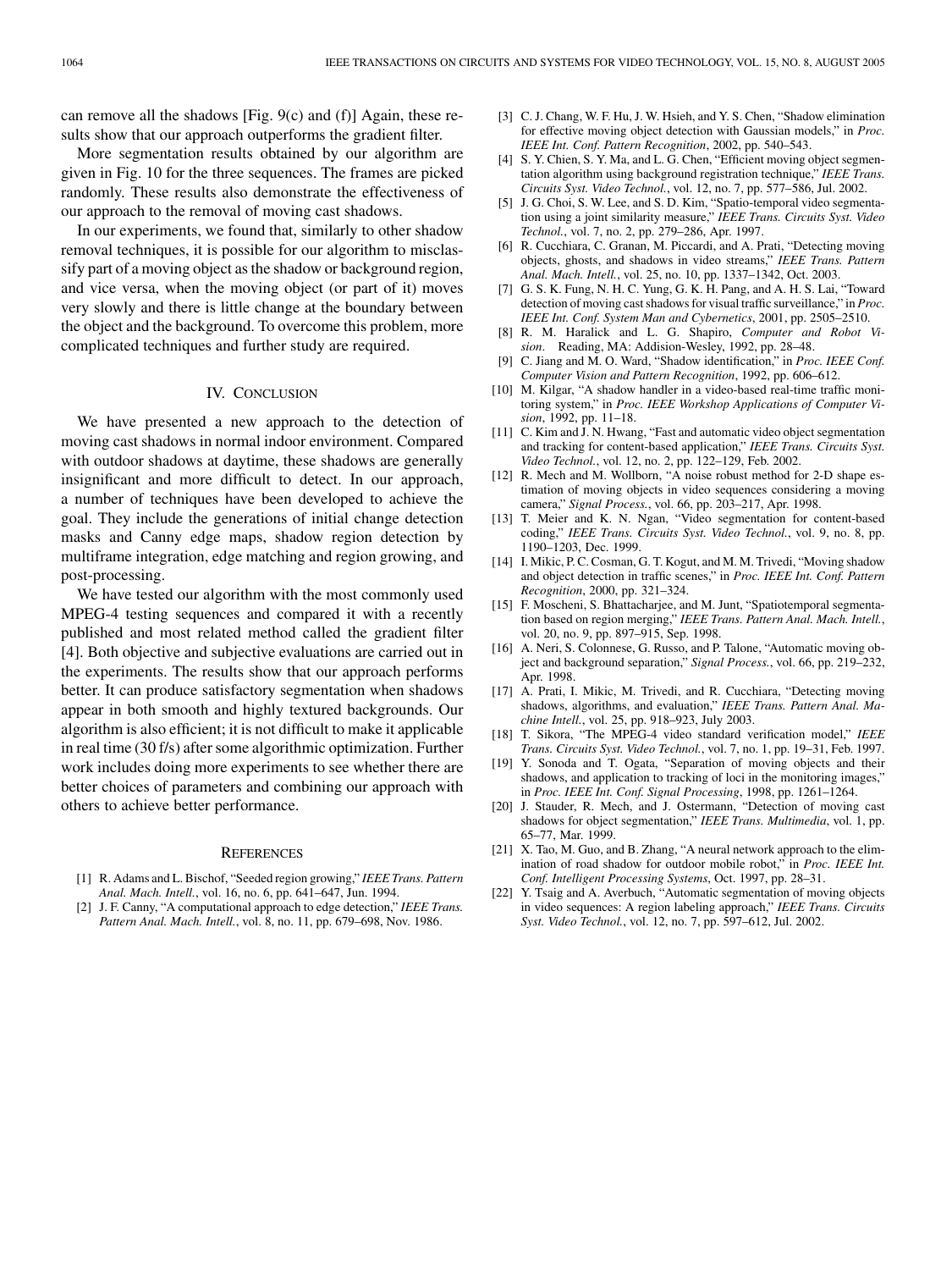can remove all the shadows [Fig. 9(c) and (f)] Again, these results show that our approach outperforms the gradient filter.

More segmentation results obtained by our algorithm are given in Fig. 10 for the three sequences. The frames are picked randomly. These results also demonstrate the effectiveness of our approach to the removal of moving cast shadows.

In our experiments, we found that, similarly to other shadow removal techniques, it is possible for our algorithm to misclassify part of a moving object as the shadow or background region, and vice versa, when the moving object (or part of it) moves very slowly and there is little change at the boundary between the object and the background. To overcome this problem, more complicated techniques and further study are required.

## IV. Conclusion

We have presented a new approach to the detection of moving cast shadows in normal indoor environment. Compared with outdoor shadows at daytime, these shadows are generally insignificant and more difficult to detect. In our approach, a number of techniques have been developed to achieve the goal. They include the generations of initial change detection masks and Canny edge maps, shadow region detection by multiframe integration, edge matching and region growing, and post-processing.

We have tested our algorithm with the most commonly used MPEG-4 testing sequences and compared it with a recently published and most related method called the gradient filter [4]. Both objective and subjective evaluations are carried out in the experiments. The results show that our approach performs better. It can produce satisfactory segmentation when shadows appear in both smooth and highly textured backgrounds. Our algorithm is also efficient; it is not difficult to make it applicable in real time (30 f/s) after some algorithmic optimization. Further work includes doing more experiments to see whether there are better choices of parameters and combining our approach with others to achieve better performance.

## References

[1] R. Adams and L. Bischof, "Seeded region growing," *IEEE Trans. Pattern Anal. Mach. Intell.*, vol. 16, no. 6, pp. 641–647, Jun. 1994.

[2] J. F. Canny, "A computational approach to edge detection," *IEEE Trans. Pattern Anal. Mach. Intell.*, vol. 8, no. 11, pp. 679–698, Nov. 1986.

[3] C. J. Chang, W. F. Hu, J. W. Hsieh, and Y. S. Chen, "Shadow elimination for effective moving object detection with Gaussian models," in *Proc. IEEE Int. Conf. Pattern Recognition*, 2002, pp. 540–543.

[4] S. Y. Chien, S. Y. Ma, and L. G. Chen, "Efficient moving object segmentation algorithm using background registration technique," *IEEE Trans. Circuits Syst. Video Technol.*, vol. 12, no. 7, pp. 577–586, Jul. 2002.

[5] J. G. Choi, S. W. Lee, and S. D. Kim, "Spatio-temporal video segmentation using a joint similarity measure," *IEEE Trans. Circuits Syst. Video Technol.*, vol. 7, no. 2, pp. 279–286, Apr. 1997.

[6] R. Cucchiara, C. Granan, M. Piccardi, and A. Prati, "Detecting moving objects, ghosts, and shadows in video streams," *IEEE Trans. Pattern Anal. Mach. Intell.*, vol. 25, no. 10, pp. 1337–1342, Oct. 2003.

[7] G. S. K. Fung, N. H. C. Yung, G. K. H. Pang, and A. H. S. Lai, "Toward detection of moving cast shadows for visual traffic surveillance," in *Proc. IEEE Int. Conf. System Man and Cybernetics*, 2001, pp. 2505–2510.

[8] R. M. Haralick and L. G. Shapiro, *Computer and Robot Vision*. Reading, MA: Addision-Wesley, 1992, pp. 28–48.

[9] C. Jiang and M. O. Ward, "Shadow identification," in *Proc. IEEE Conf. Computer Vision and Pattern Recognition*, 1992, pp. 606–612.

[10] M. Kilgar, "A shadow handler in a video-based real-time traffic monitoring system," in *Proc. IEEE Workshop Applications of Computer Vision*, 1992, pp. 11–18.

[11] C. Kim and J. N. Hwang, "Fast and automatic video object segmentation and tracking for content-based application," *IEEE Trans. Circuits Syst. Video Technol.*, vol. 12, no. 2, pp. 122–129, Feb. 2002.

[12] R. Mech and M. Wollborn, "A noise robust method for 2-D shape estimation of moving objects in video sequences considering a moving camera," *Signal Process.*, vol. 66, pp. 203–217, Apr. 1998.

[13] T. Meier and K. N. Ngan, "Video segmentation for content-based coding," *IEEE Trans. Circuits Syst. Video Technol.*, vol. 9, no. 8, pp. 1190–1203, Dec. 1999.

[14] I. Mikic, P. C. Cosman, G. T. Kogut, and M. M. Trivedi, "Moving shadow and object detection in traffic scenes," in *Proc. IEEE Int. Conf. Pattern Recognition*, 2000, pp. 321–324.

[15] F. Moscheni, S. Bhattacharjee, and M. Junt, "Spatiotemporal segmentation based on region merging," *IEEE Trans. Pattern Anal. Mach. Intell.*, vol. 20, no. 9, pp. 897–915, Sep. 1998.

[16] A. Neri, S. Colonnese, G. Russo, and P. Talone, "Automatic moving object and background separation," *Signal Process.*, vol. 66, pp. 219–232, Apr. 1998.

[17] A. Prati, I. Mikic, M. Trivedi, and R. Cucchiara, "Detecting moving shadows, algorithms, and evaluation," *IEEE Trans. Pattern Anal. Machine Intell.*, vol. 25, pp. 918–923, July 2003.

[18] T. Sikora, "The MPEG-4 video standard verification model," *IEEE Trans. Circuits Syst. Video Technol.*, vol. 7, no. 1, pp. 19–31, Feb. 1997.

[19] Y. Sonoda and T. Ogata, "Separation of moving objects and their shadows, and application to tracking of loci in the monitoring images," in *Proc. IEEE Int. Conf. Signal Processing*, 1998, pp. 1261–1264.

[20] J. Stauder, R. Mech, and J. Ostermann, "Detection of moving cast shadows for object segmentation," *IEEE Trans. Multimedia*, vol. 1, pp. 65–77, Mar. 1999.

[21] X. Tao, M. Guo, and B. Zhang, "A neural network approach to the elimination of road shadow for outdoor mobile robot," in *Proc. IEEE Int. Conf. Intelligent Processing Systems*, Oct. 1997, pp. 28–31.

[22] Y. Tsaig and A. Averbuch, "Automatic segmentation of moving objects in video sequences: A region labeling approach," *IEEE Trans. Circuits Syst. Video Technol.*, vol. 12, no. 7, pp. 597–612, Jul. 2002.